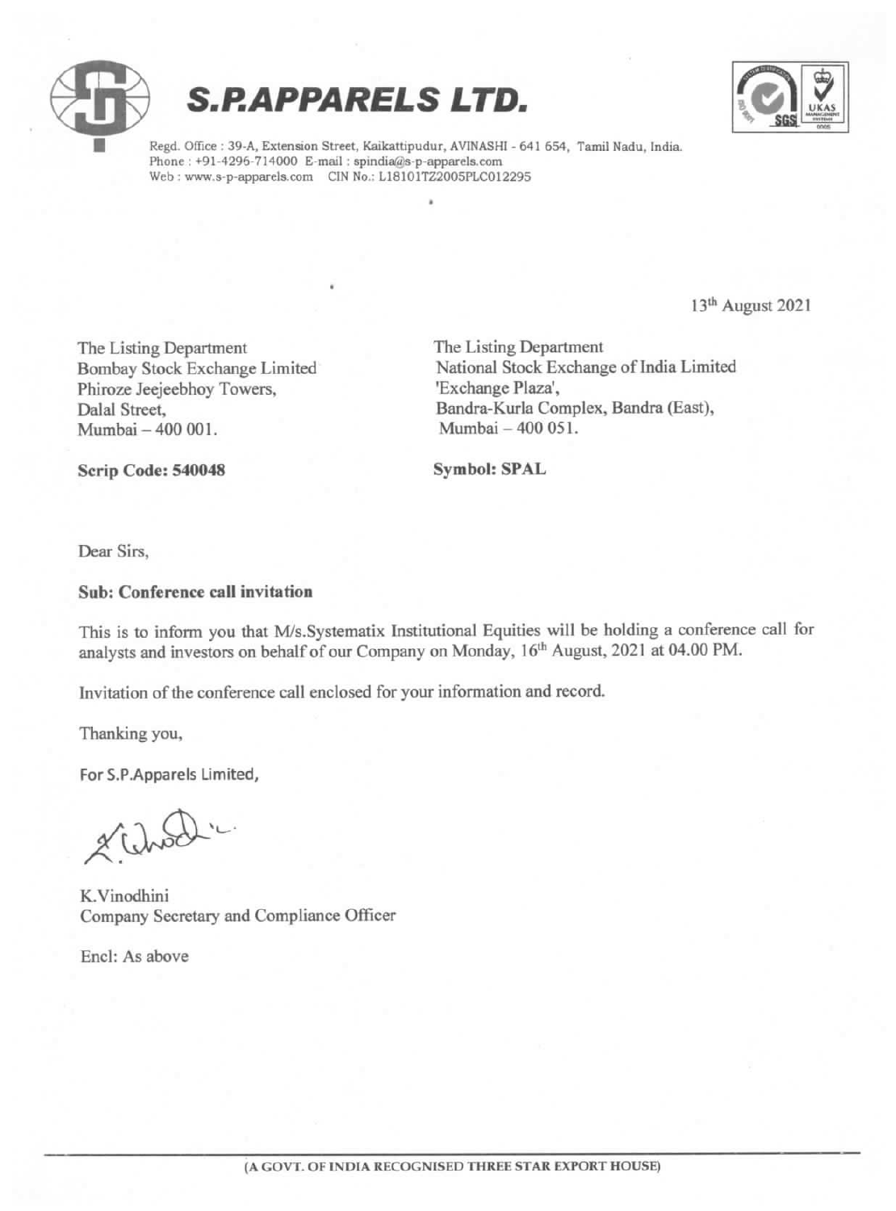# S.P.APPARELS LTD.

Regd. Office : 39-A, Extension Street, Kaikattipudur, AVINASHI - 641 654, Tamil Nadu, India.
Phone : +91-4296-714000 E-mail : spindia@s-p-apparels.com
Web : www.s-p-apparels.com CIN No.: L18101TZ2005PLC012295

13th August 2021

The Listing Department
Bombay Stock Exchange Limited
Phiroze Jeejeebhoy Towers,
Dalal Street,
Mumbai – 400 001.

**Scrip Code: 540048**

The Listing Department
National Stock Exchange of India Limited
'Exchange Plaza',
Bandra-Kurla Complex, Bandra (East),
Mumbai – 400 051.

**Symbol: SPAL**

Dear Sirs,

**Sub: Conference call invitation**

This is to inform you that M/s.Systematix Institutional Equities will be holding a conference call for analysts and investors on behalf of our Company on Monday, 16th August, 2021 at 04.00 PM.

Invitation of the conference call enclosed for your information and record.

Thanking you,

For S.P.Apparels Limited,

K.Vinodhini
Company Secretary and Compliance Officer

Encl: As above

(A GOVT. OF INDIA RECOGNISED THREE STAR EXPORT HOUSE)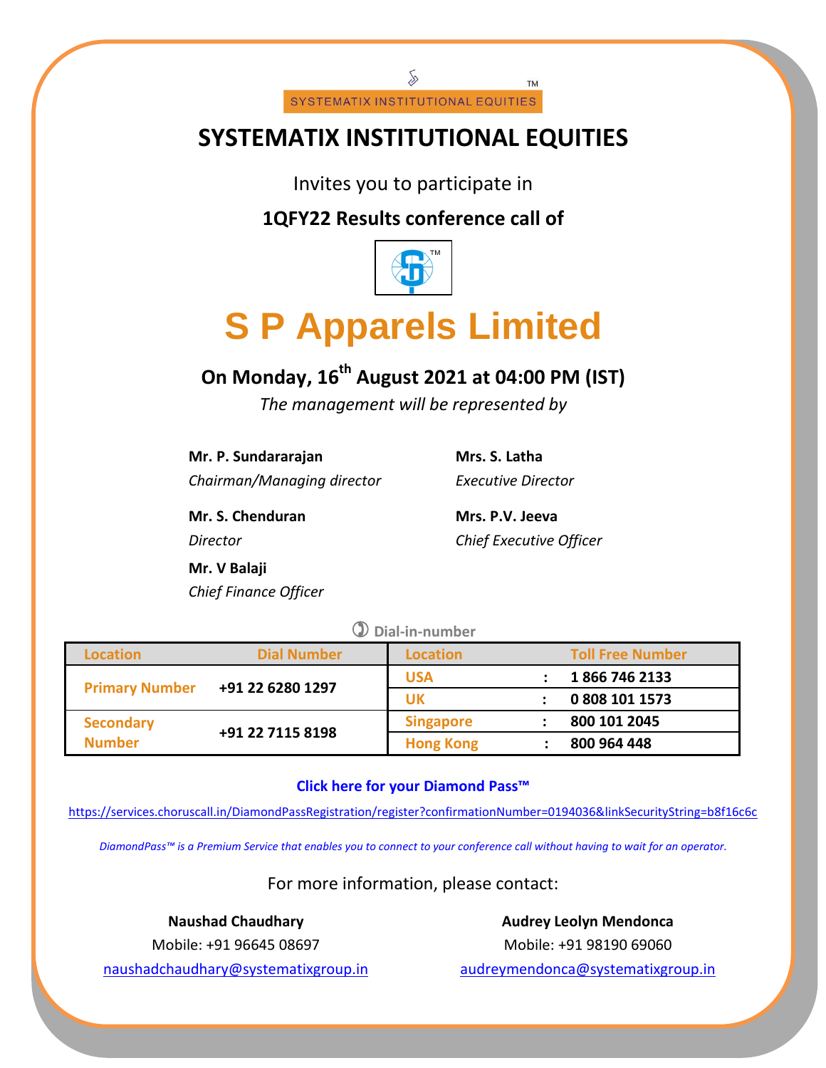SYSTEMATIX INSTITUTIONAL EQUITIES™

# SYSTEMATIX INSTITUTIONAL EQUITIES

Invites you to participate in

**1QFY22 Results conference call of**

# S P Apparels Limited

## On Monday, 16th August 2021 at 04:00 PM (IST)

*The management will be represented by*

**Mr. P. Sundararajan**
*Chairman/Managing director*

**Mrs. S. Latha**
*Executive Director*

**Mr. S. Chenduran**
*Director*

**Mrs. P.V. Jeeva**
*Chief Executive Officer*

**Mr. V Balaji**
*Chief Finance Officer*

**Dial-in-number**

| Location | Dial Number | Location | | Toll Free Number |
|---|---|---|---|---|
| Primary Number | +91 22 6280 1297 | USA | : | 1 866 746 2133 |
| | | UK | : | 0 808 101 1573 |
| Secondary Number | +91 22 7115 8198 | Singapore | : | 800 101 2045 |
| | | Hong Kong | : | 800 964 448 |

**Click here for your Diamond Pass™**

https://services.choruscall.in/DiamondPassRegistration/register?confirmationNumber=0194036&linkSecurityString=b8f16c6c

*DiamondPass™ is a Premium Service that enables you to connect to your conference call without having to wait for an operator.*

For more information, please contact:

**Naushad Chaudhary**
Mobile: +91 96645 08697
naushadchaudhary@systematixgroup.in

**Audrey Leolyn Mendonca**
Mobile: +91 98190 69060
audreymendonca@systematixgroup.in